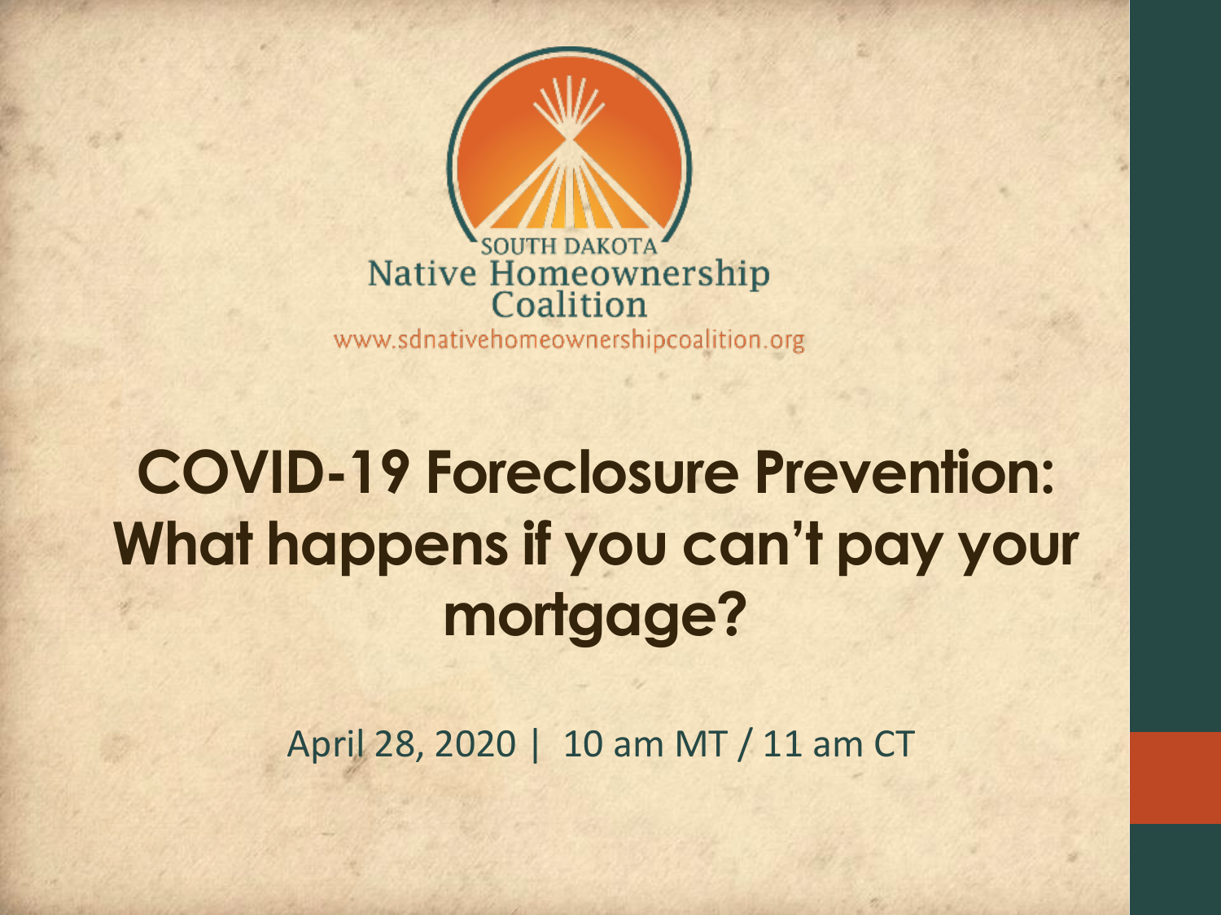SOUTH DAKOTA
Native Homeownership
Coalition
www.sdnativehomeownershipcoalition.org

# COVID-19 Foreclosure Prevention: What happens if you can't pay your mortgage?

April 28, 2020 | 10 am MT / 11 am CT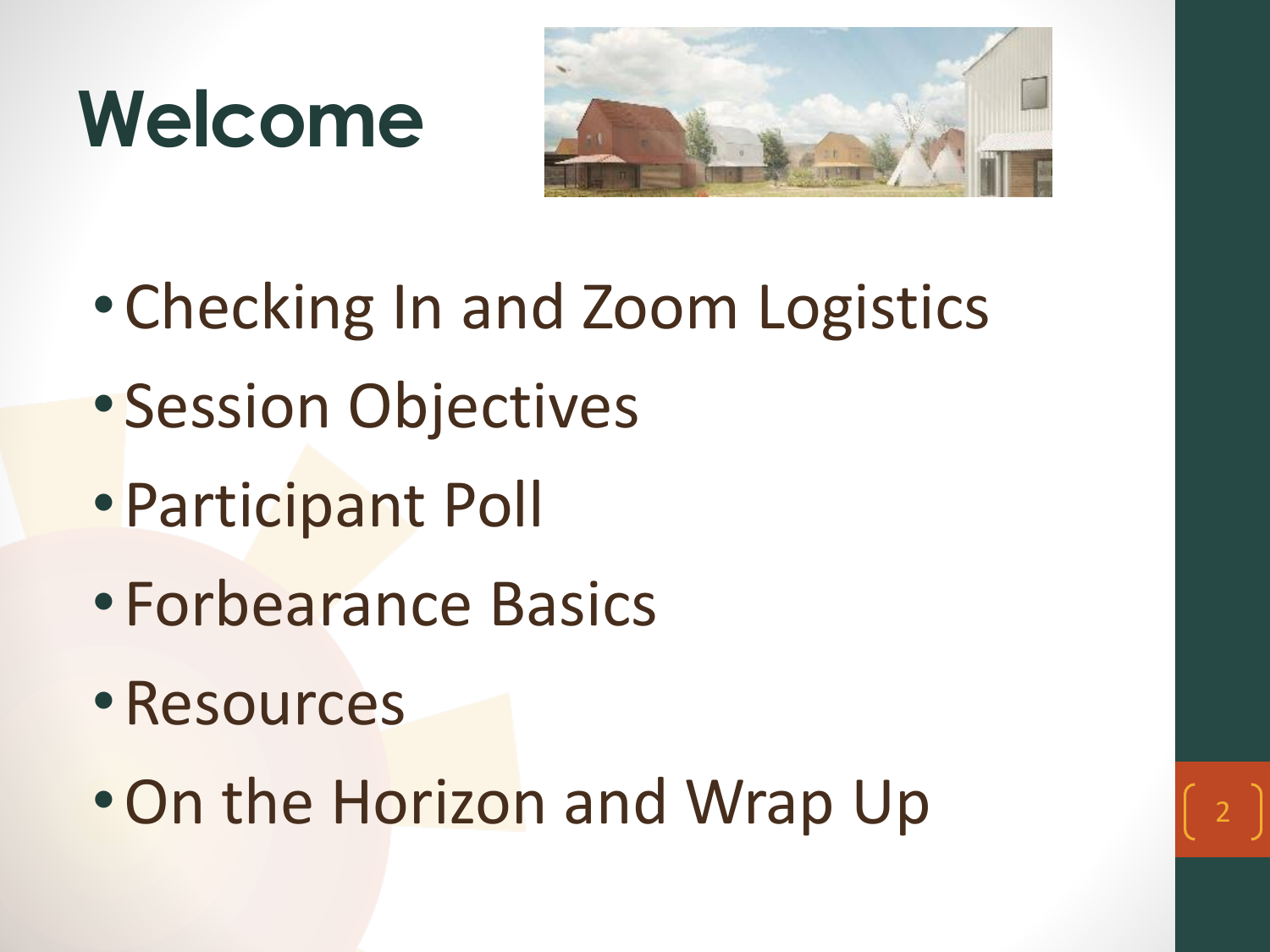# Welcome

- Checking In and Zoom Logistics
- Session Objectives
- Participant Poll
- Forbearance Basics
- Resources
- On the Horizon and Wrap Up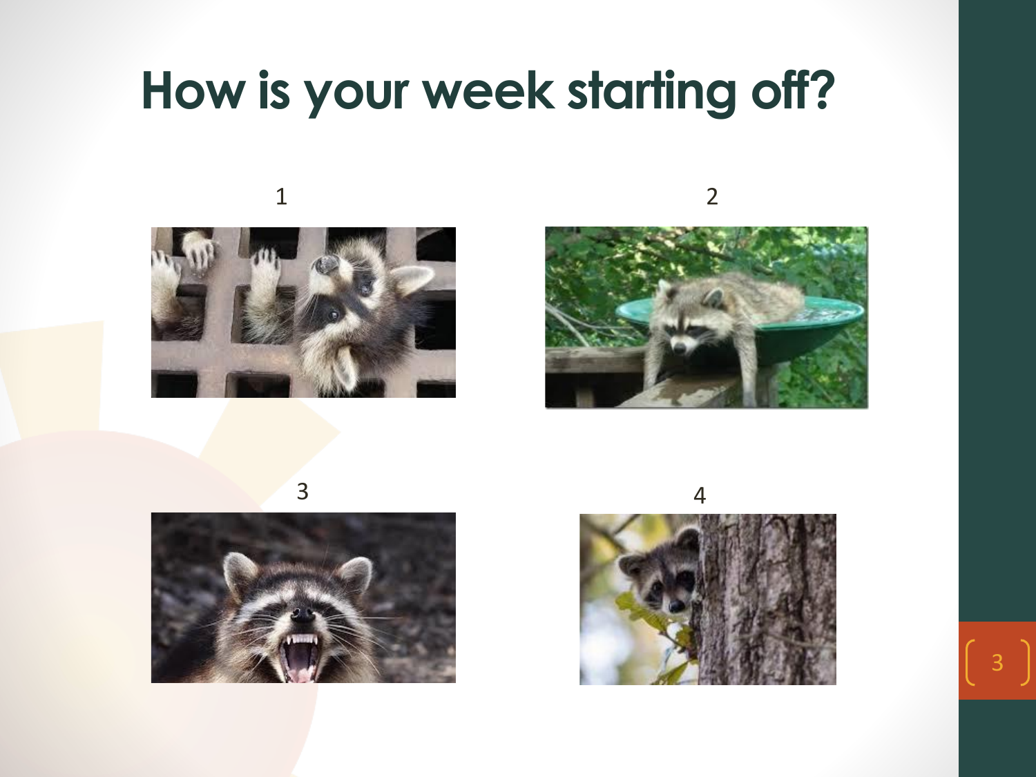# How is your week starting off?

1

2

3

4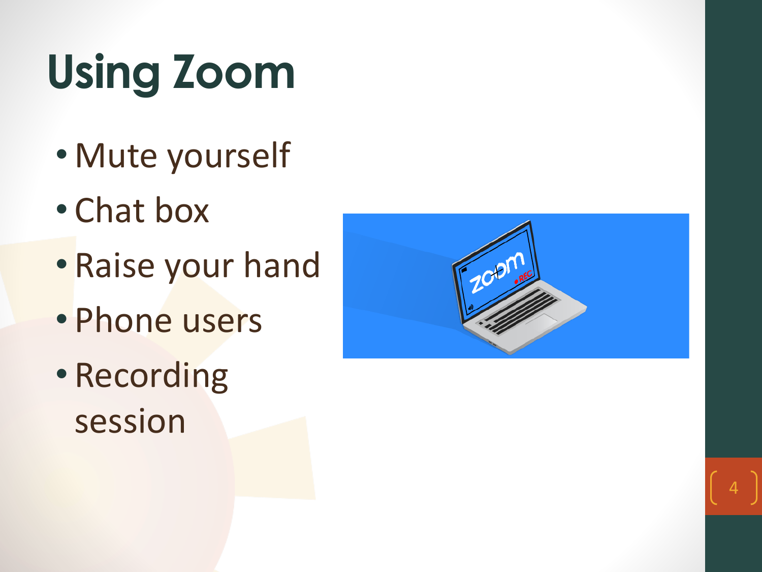# Using Zoom

- Mute yourself
- Chat box
- Raise your hand
- Phone users
- Recording session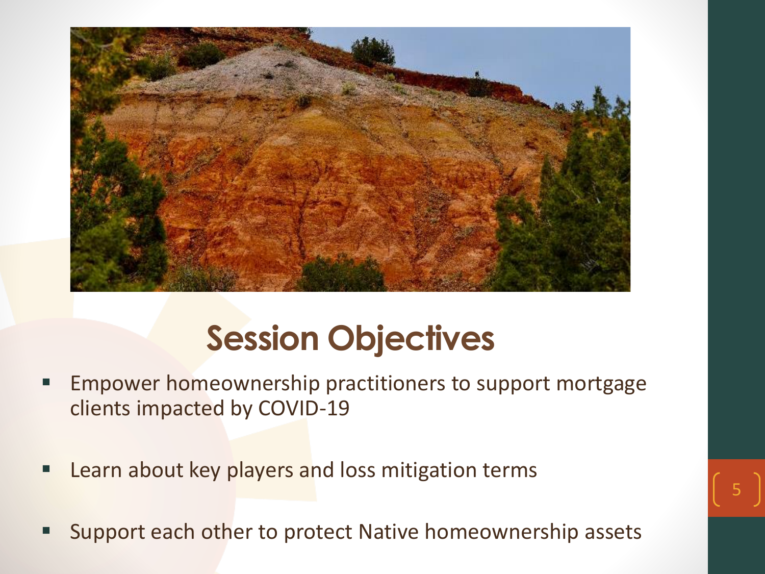# Session Objectives

- Empower homeownership practitioners to support mortgage clients impacted by COVID-19
- Learn about key players and loss mitigation terms
- Support each other to protect Native homeownership assets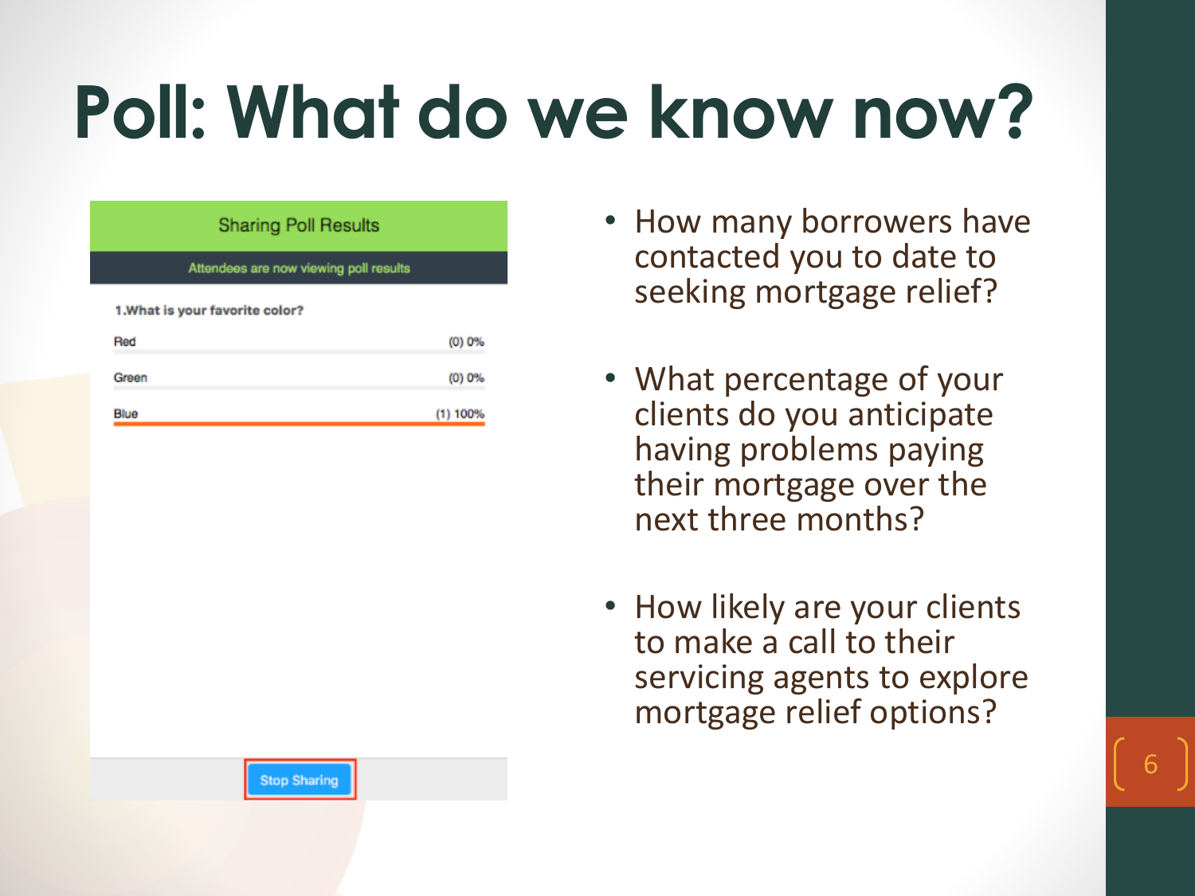# Poll: What do we know now?

**Sharing Poll Results**

Attendees are now viewing poll results

**1.What is your favorite color?**

| Option | Result |
|---|---|
| Red | (0) 0% |
| Green | (0) 0% |
| Blue | (1) 100% |

Stop Sharing

- How many borrowers have contacted you to date to seeking mortgage relief?
- What percentage of your clients do you anticipate having problems paying their mortgage over the next three months?
- How likely are your clients to make a call to their servicing agents to explore mortgage relief options?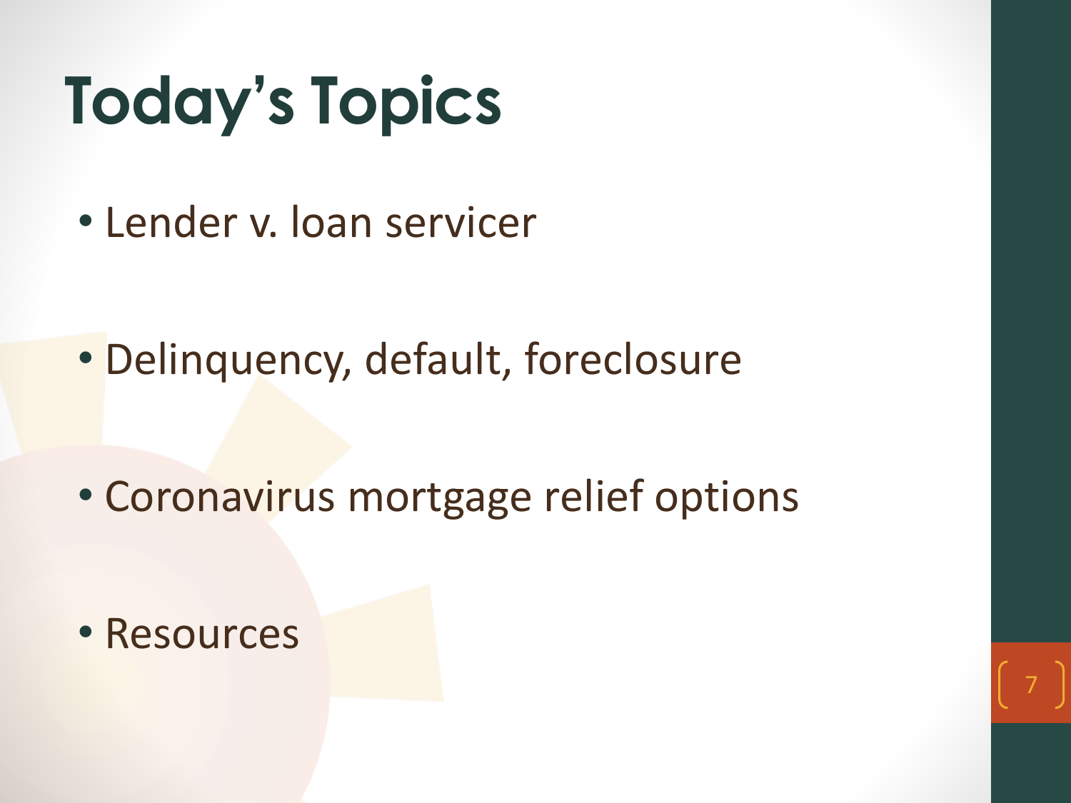# Today's Topics

- Lender v. loan servicer
- Delinquency, default, foreclosure
- Coronavirus mortgage relief options
- Resources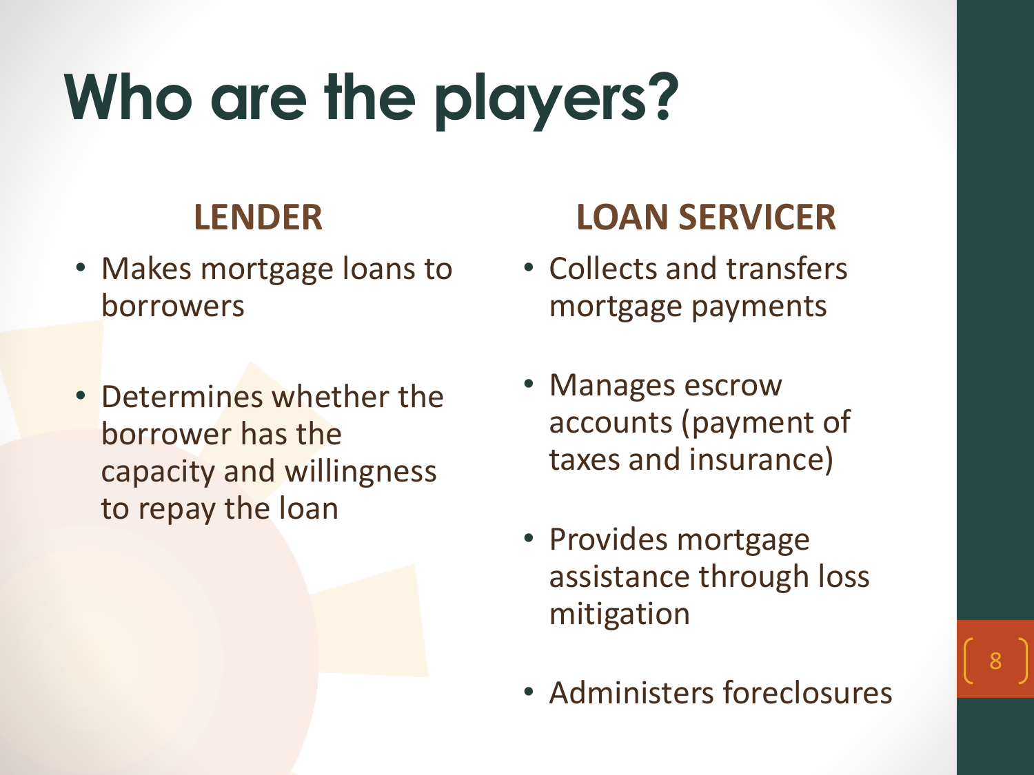# Who are the players?

## LENDER

- Makes mortgage loans to borrowers
- Determines whether the borrower has the capacity and willingness to repay the loan

## LOAN SERVICER

- Collects and transfers mortgage payments
- Manages escrow accounts (payment of taxes and insurance)
- Provides mortgage assistance through loss mitigation
- Administers foreclosures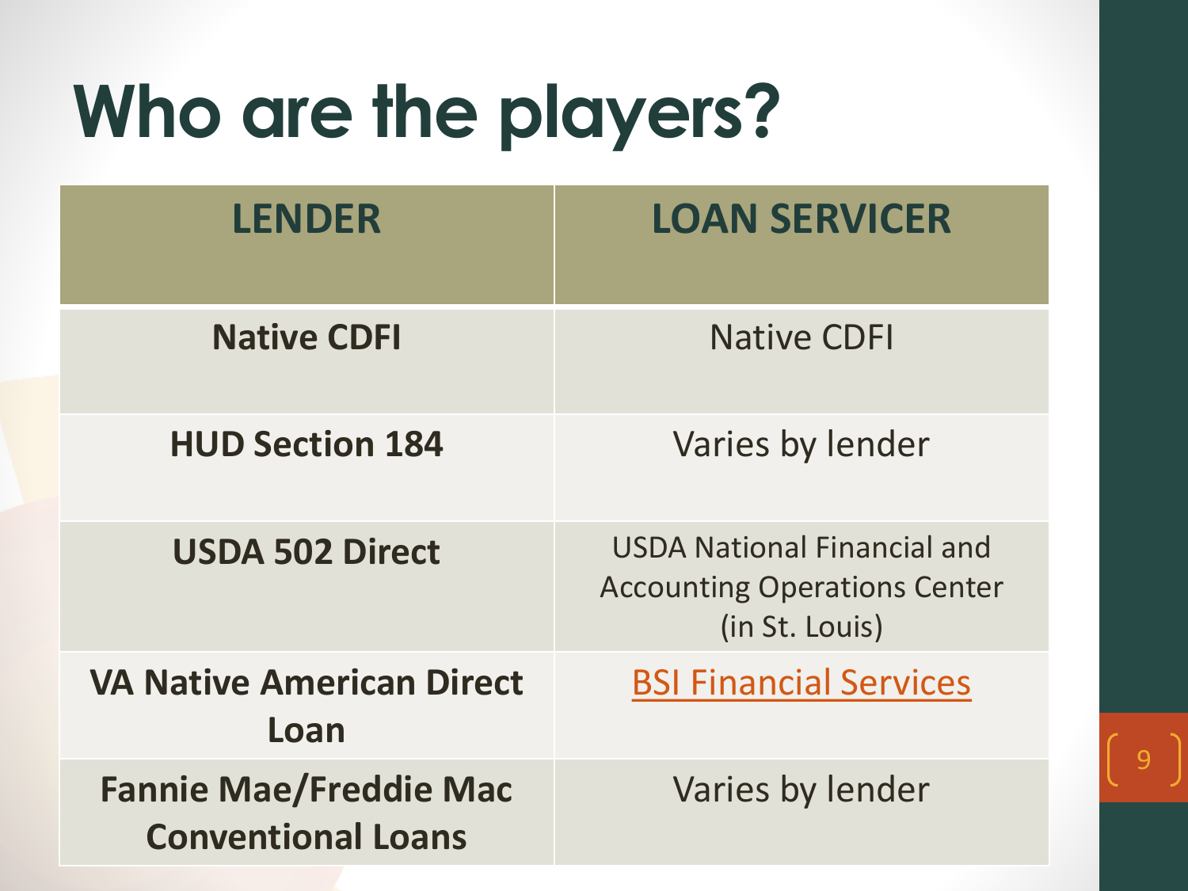# Who are the players?

| LENDER | LOAN SERVICER |
|---|---|
| **Native CDFI** | Native CDFI |
| **HUD Section 184** | Varies by lender |
| **USDA 502 Direct** | USDA National Financial and Accounting Operations Center (in St. Louis) |
| **VA Native American Direct Loan** | BSI Financial Services |
| **Fannie Mae/Freddie Mac Conventional Loans** | Varies by lender |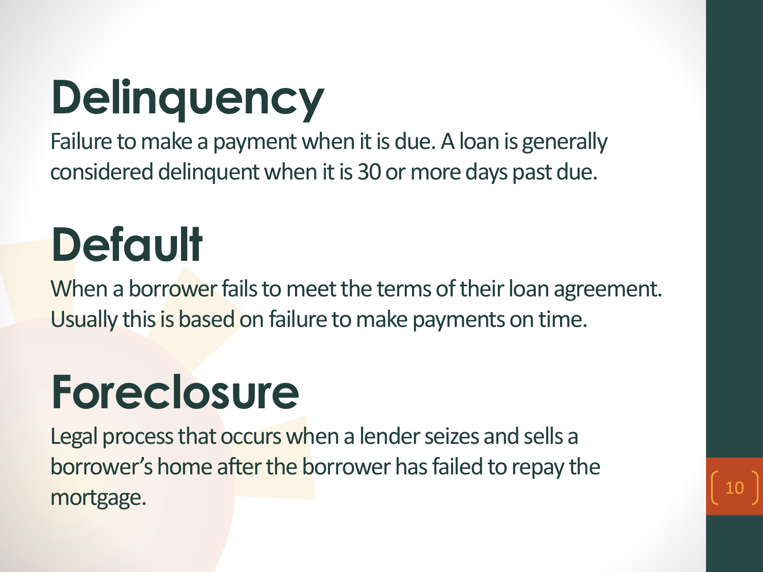# Delinquency

Failure to make a payment when it is due. A loan is generally considered delinquent when it is 30 or more days past due.

# Default

When a borrower fails to meet the terms of their loan agreement. Usually this is based on failure to make payments on time.

# Foreclosure

Legal process that occurs when a lender seizes and sells a borrower's home after the borrower has failed to repay the mortgage.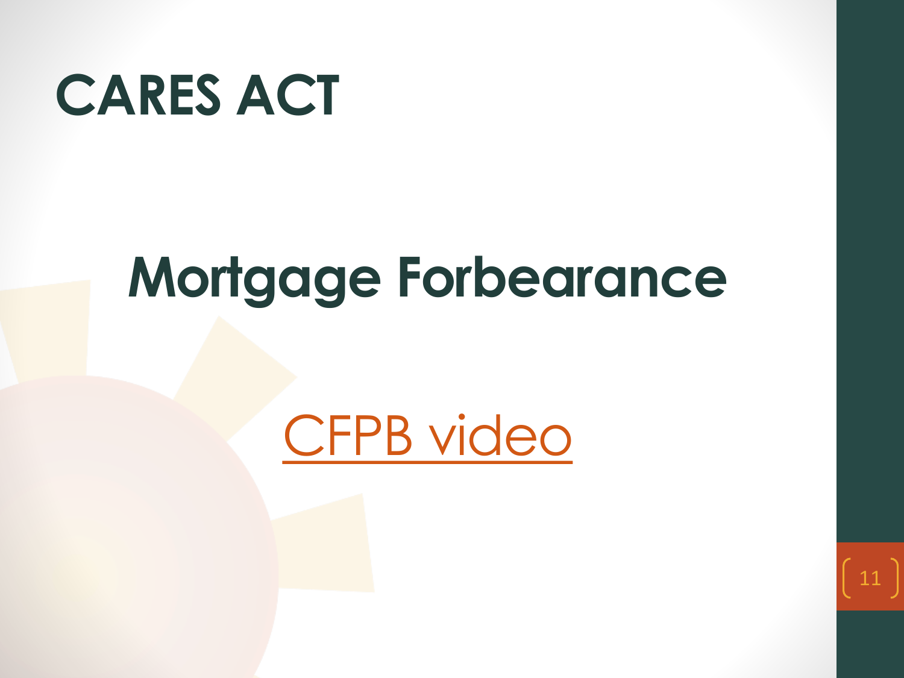# CARES ACT

## Mortgage Forbearance

[CFPB video]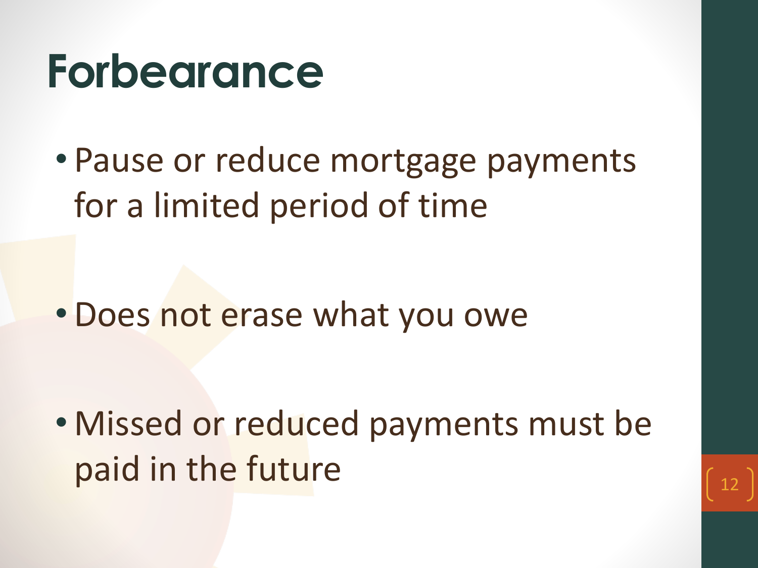# Forbearance

- Pause or reduce mortgage payments for a limited period of time

- Does not erase what you owe

- Missed or reduced payments must be paid in the future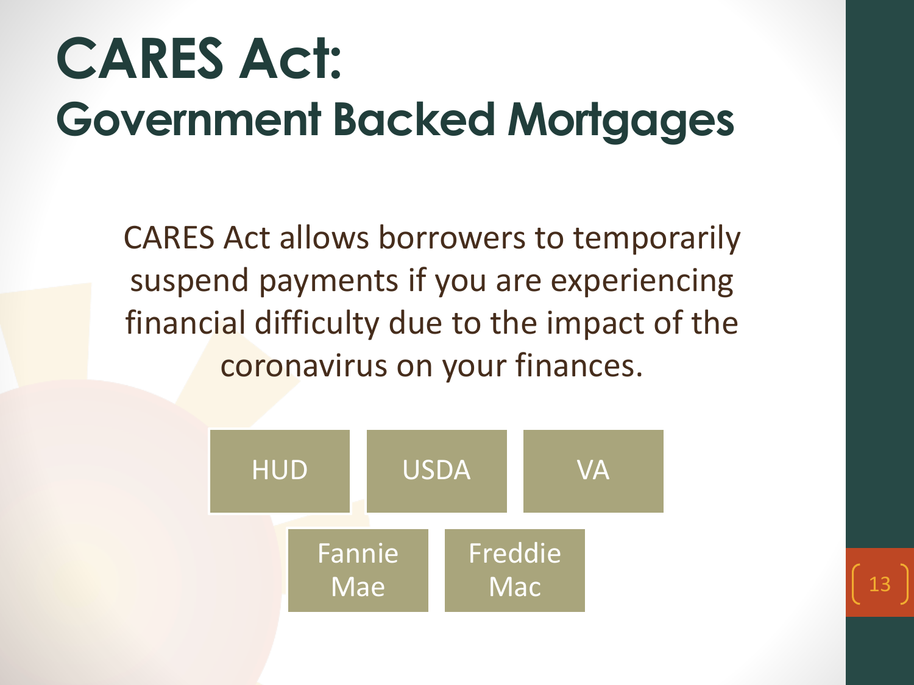# CARES Act:
## Government Backed Mortgages

CARES Act allows borrowers to temporarily suspend payments if you are experiencing financial difficulty due to the impact of the coronavirus on your finances.

- HUD
- USDA
- VA
- Fannie Mae
- Freddie Mac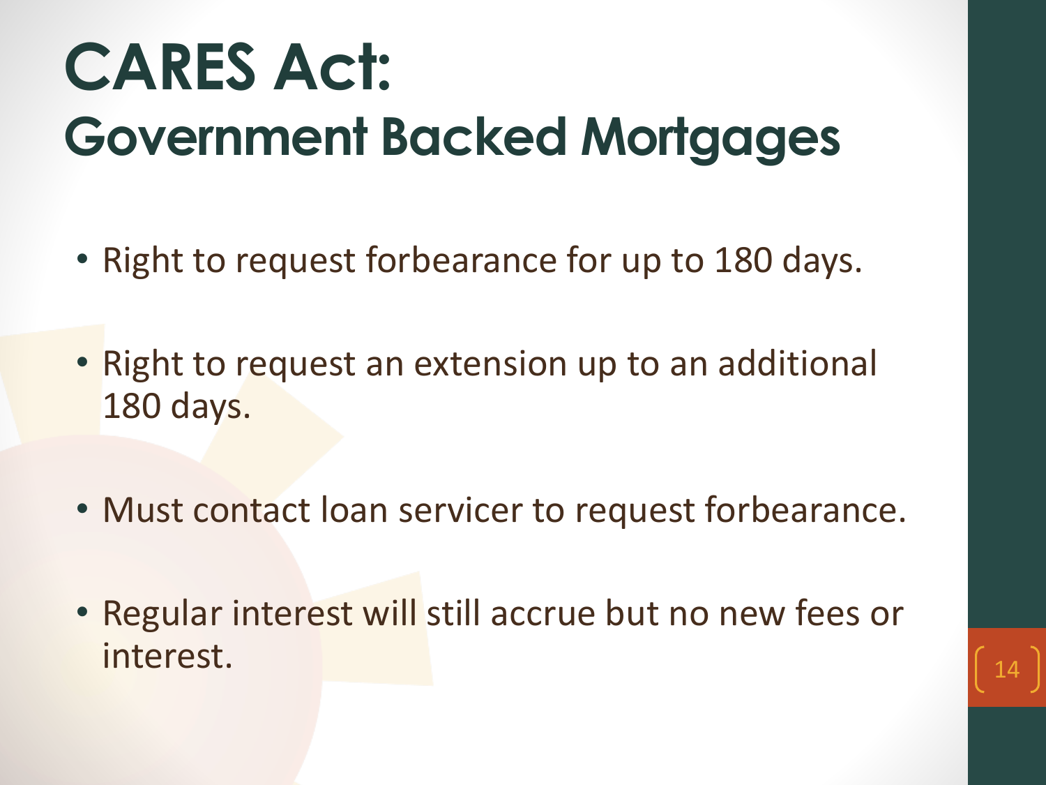# CARES Act:
## Government Backed Mortgages

- Right to request forbearance for up to 180 days.
- Right to request an extension up to an additional 180 days.
- Must contact loan servicer to request forbearance.
- Regular interest will still accrue but no new fees or interest.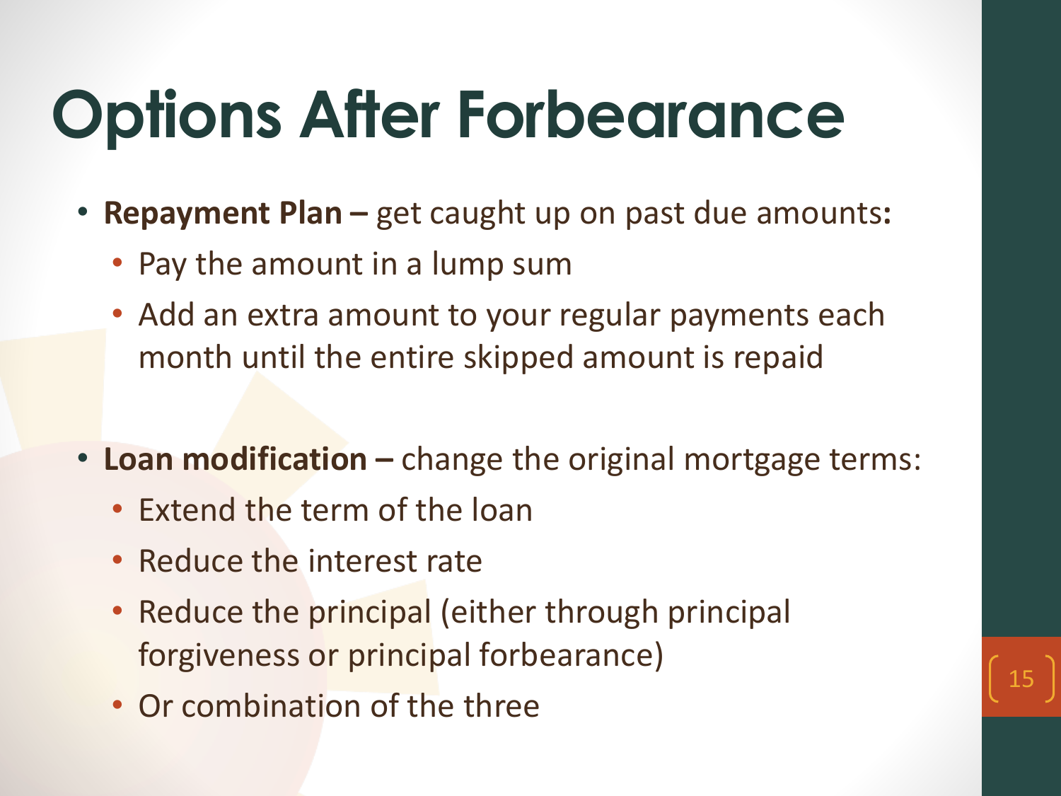# Options After Forbearance

- **Repayment Plan –** get caught up on past due amounts**:**
  - Pay the amount in a lump sum
  - Add an extra amount to your regular payments each month until the entire skipped amount is repaid

- **Loan modification –** change the original mortgage terms:
  - Extend the term of the loan
  - Reduce the interest rate
  - Reduce the principal (either through principal forgiveness or principal forbearance)
  - Or combination of the three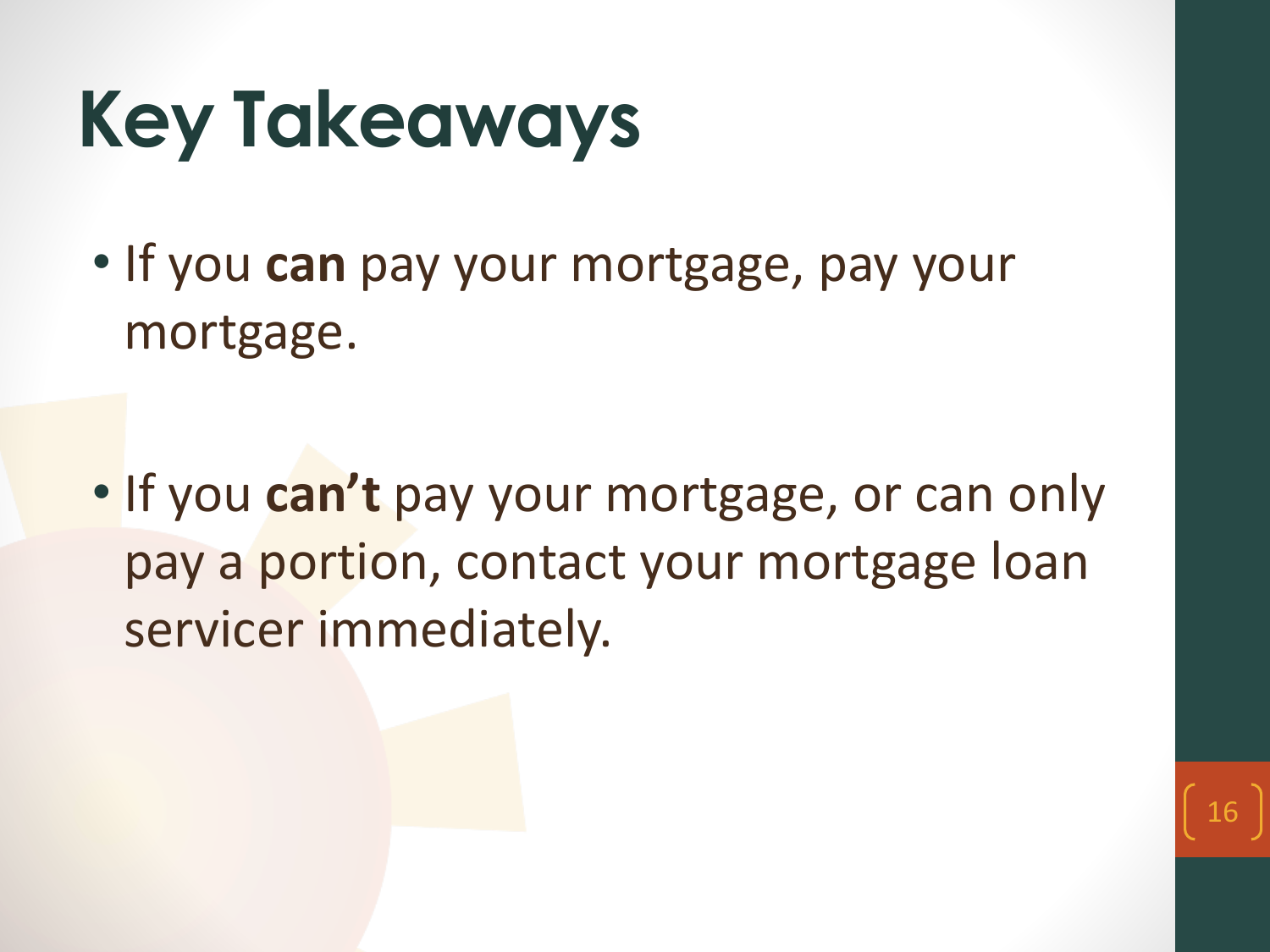# Key Takeaways

- If you **can** pay your mortgage, pay your mortgage.
- If you **can't** pay your mortgage, or can only pay a portion, contact your mortgage loan servicer immediately.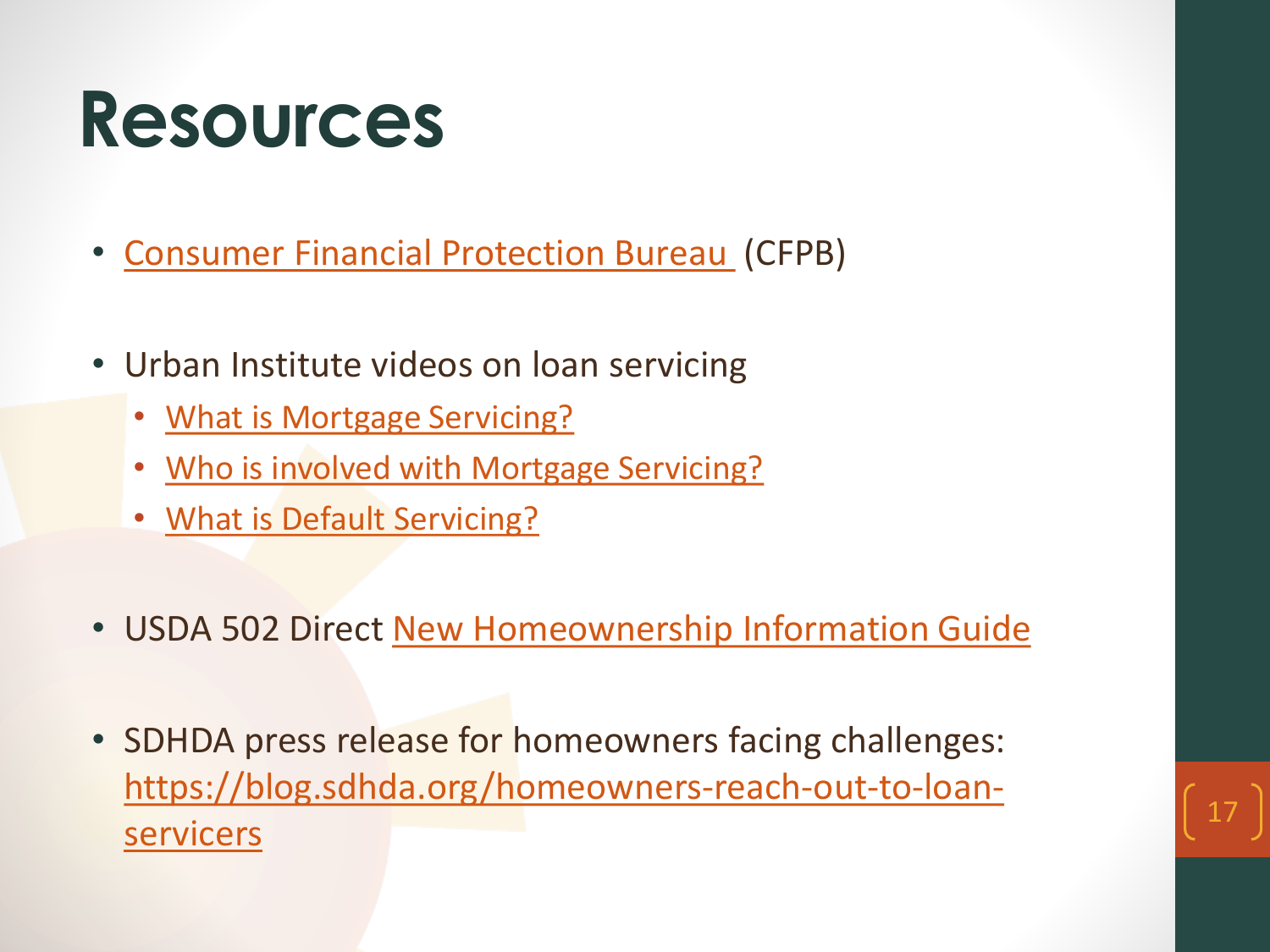# Resources

- Consumer Financial Protection Bureau (CFPB)
- Urban Institute videos on loan servicing
  - What is Mortgage Servicing?
  - Who is involved with Mortgage Servicing?
  - What is Default Servicing?
- USDA 502 Direct New Homeownership Information Guide
- SDHDA press release for homeowners facing challenges: https://blog.sdhda.org/homeowners-reach-out-to-loan-servicers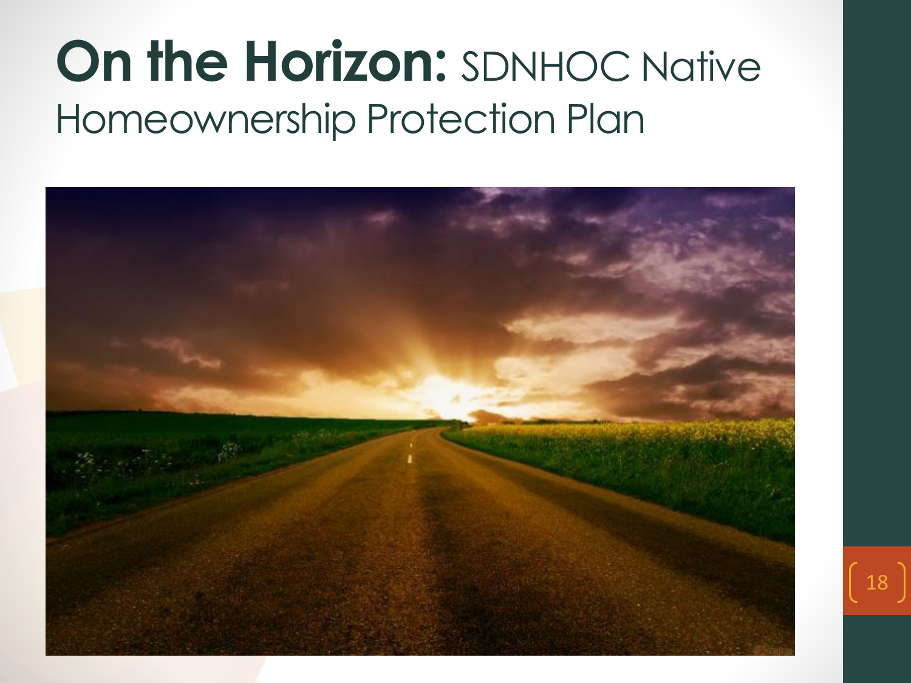# **On the Horizon:** SDNHOC Native Homeownership Protection Plan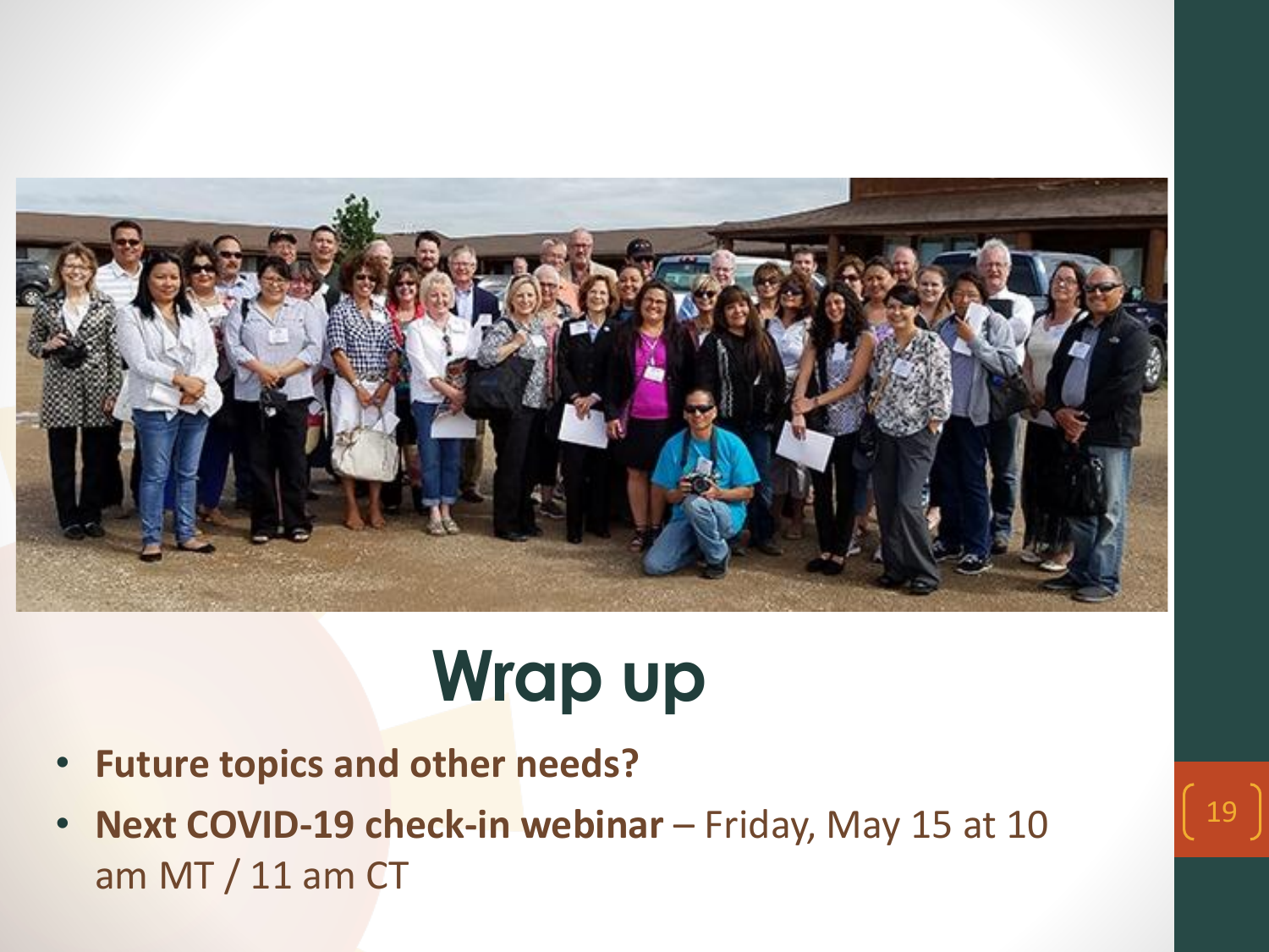# Wrap up

- **Future topics and other needs?**
- **Next COVID-19 check-in webinar** – Friday, May 15 at 10 am MT / 11 am CT